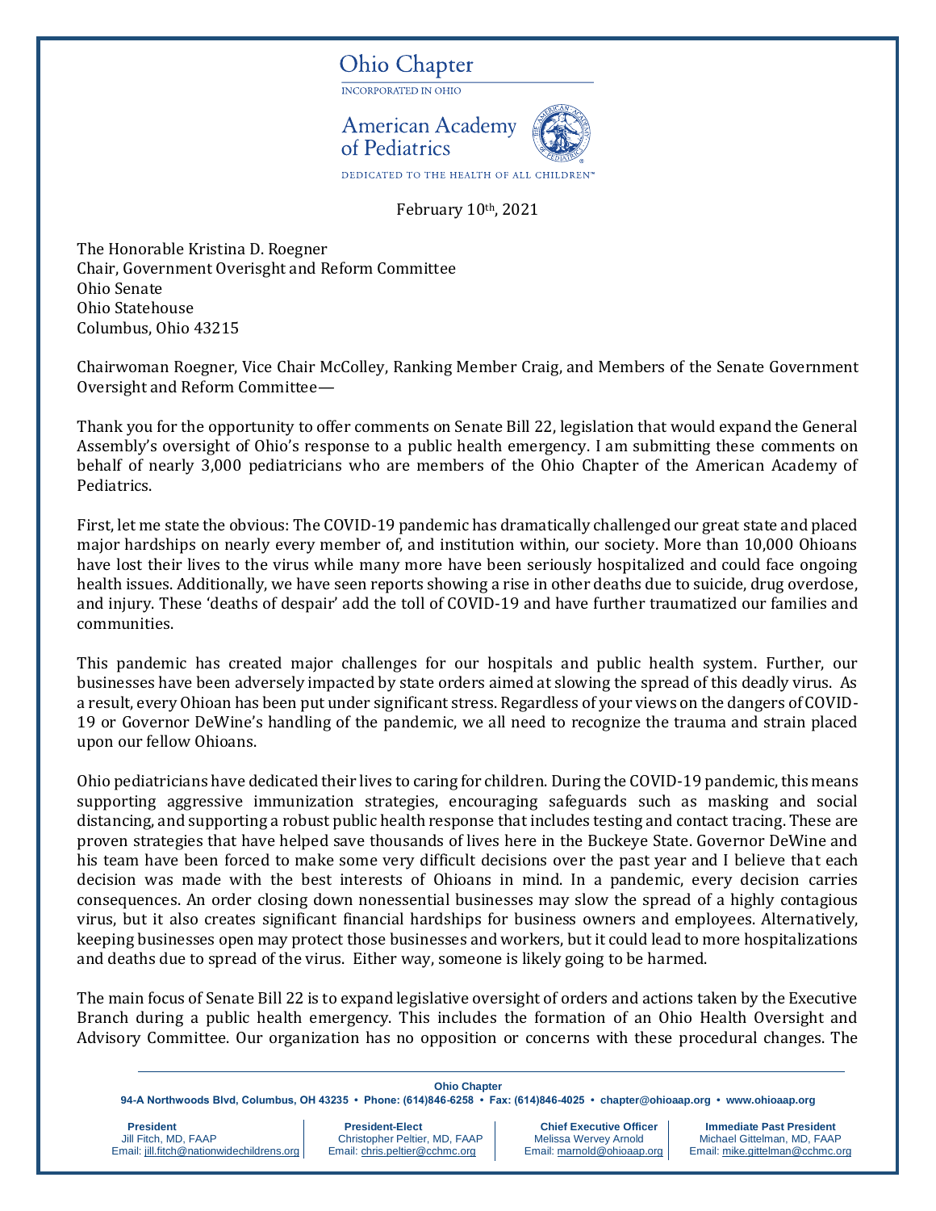Ohio Chapter

INCORPORATED IN OHIO

American Academy of Pediatrics

DEDICATED TO THE HEALTH OF ALL CHILDREN™

February 10th, 2021

The Honorable Kristina D. Roegner
Chair, Government Overisght and Reform Committee
Ohio Senate
Ohio Statehouse
Columbus, Ohio 43215

Chairwoman Roegner, Vice Chair McColley, Ranking Member Craig, and Members of the Senate Government Oversight and Reform Committee—

Thank you for the opportunity to offer comments on Senate Bill 22, legislation that would expand the General Assembly's oversight of Ohio's response to a public health emergency. I am submitting these comments on behalf of nearly 3,000 pediatricians who are members of the Ohio Chapter of the American Academy of Pediatrics.

First, let me state the obvious: The COVID-19 pandemic has dramatically challenged our great state and placed major hardships on nearly every member of, and institution within, our society. More than 10,000 Ohioans have lost their lives to the virus while many more have been seriously hospitalized and could face ongoing health issues. Additionally, we have seen reports showing a rise in other deaths due to suicide, drug overdose, and injury. These 'deaths of despair' add the toll of COVID-19 and have further traumatized our families and communities.

This pandemic has created major challenges for our hospitals and public health system. Further, our businesses have been adversely impacted by state orders aimed at slowing the spread of this deadly virus. As a result, every Ohioan has been put under significant stress. Regardless of your views on the dangers of COVID-19 or Governor DeWine's handling of the pandemic, we all need to recognize the trauma and strain placed upon our fellow Ohioans.

Ohio pediatricians have dedicated their lives to caring for children. During the COVID-19 pandemic, this means supporting aggressive immunization strategies, encouraging safeguards such as masking and social distancing, and supporting a robust public health response that includes testing and contact tracing. These are proven strategies that have helped save thousands of lives here in the Buckeye State. Governor DeWine and his team have been forced to make some very difficult decisions over the past year and I believe that each decision was made with the best interests of Ohioans in mind. In a pandemic, every decision carries consequences. An order closing down nonessential businesses may slow the spread of a highly contagious virus, but it also creates significant financial hardships for business owners and employees. Alternatively, keeping businesses open may protect those businesses and workers, but it could lead to more hospitalizations and deaths due to spread of the virus. Either way, someone is likely going to be harmed.

The main focus of Senate Bill 22 is to expand legislative oversight of orders and actions taken by the Executive Branch during a public health emergency. This includes the formation of an Ohio Health Oversight and Advisory Committee. Our organization has no opposition or concerns with these procedural changes. The

**Ohio Chapter**
94-A Northwoods Blvd, Columbus, OH 43235 • Phone: (614)846-6258 • Fax: (614)846-4025 • chapter@ohioaap.org • www.ohioaap.org

| President | President-Elect | Chief Executive Officer | Immediate Past President |
|---|---|---|---|
| Jill Fitch, MD, FAAP | Christopher Peltier, MD, FAAP | Melissa Wervey Arnold | Michael Gittelman, MD, FAAP |
| Email: jill.fitch@nationwidechildrens.org | Email: chris.peltier@cchmc.org | Email: marnold@ohioaap.org | Email: mike.gittelman@cchmc.org |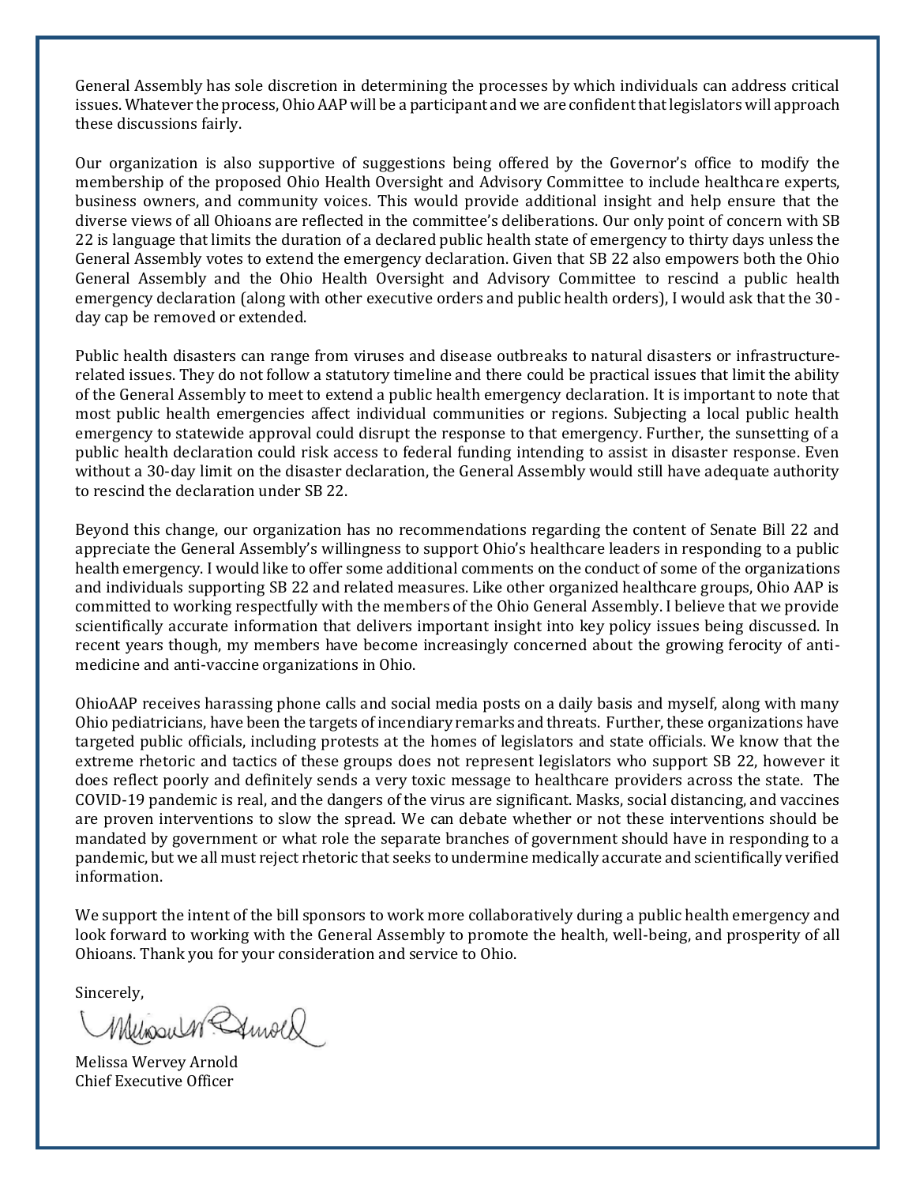General Assembly has sole discretion in determining the processes by which individuals can address critical issues. Whatever the process, Ohio AAP will be a participant and we are confident that legislators will approach these discussions fairly.

Our organization is also supportive of suggestions being offered by the Governor's office to modify the membership of the proposed Ohio Health Oversight and Advisory Committee to include healthcare experts, business owners, and community voices. This would provide additional insight and help ensure that the diverse views of all Ohioans are reflected in the committee's deliberations. Our only point of concern with SB 22 is language that limits the duration of a declared public health state of emergency to thirty days unless the General Assembly votes to extend the emergency declaration. Given that SB 22 also empowers both the Ohio General Assembly and the Ohio Health Oversight and Advisory Committee to rescind a public health emergency declaration (along with other executive orders and public health orders), I would ask that the 30-day cap be removed or extended.

Public health disasters can range from viruses and disease outbreaks to natural disasters or infrastructure-related issues. They do not follow a statutory timeline and there could be practical issues that limit the ability of the General Assembly to meet to extend a public health emergency declaration. It is important to note that most public health emergencies affect individual communities or regions. Subjecting a local public health emergency to statewide approval could disrupt the response to that emergency. Further, the sunsetting of a public health declaration could risk access to federal funding intending to assist in disaster response. Even without a 30-day limit on the disaster declaration, the General Assembly would still have adequate authority to rescind the declaration under SB 22.

Beyond this change, our organization has no recommendations regarding the content of Senate Bill 22 and appreciate the General Assembly's willingness to support Ohio's healthcare leaders in responding to a public health emergency. I would like to offer some additional comments on the conduct of some of the organizations and individuals supporting SB 22 and related measures. Like other organized healthcare groups, Ohio AAP is committed to working respectfully with the members of the Ohio General Assembly. I believe that we provide scientifically accurate information that delivers important insight into key policy issues being discussed. In recent years though, my members have become increasingly concerned about the growing ferocity of anti-medicine and anti-vaccine organizations in Ohio.

OhioAAP receives harassing phone calls and social media posts on a daily basis and myself, along with many Ohio pediatricians, have been the targets of incendiary remarks and threats. Further, these organizations have targeted public officials, including protests at the homes of legislators and state officials. We know that the extreme rhetoric and tactics of these groups does not represent legislators who support SB 22, however it does reflect poorly and definitely sends a very toxic message to healthcare providers across the state. The COVID-19 pandemic is real, and the dangers of the virus are significant. Masks, social distancing, and vaccines are proven interventions to slow the spread. We can debate whether or not these interventions should be mandated by government or what role the separate branches of government should have in responding to a pandemic, but we all must reject rhetoric that seeks to undermine medically accurate and scientifically verified information.

We support the intent of the bill sponsors to work more collaboratively during a public health emergency and look forward to working with the General Assembly to promote the health, well-being, and prosperity of all Ohioans. Thank you for your consideration and service to Ohio.

Sincerely,

Melissa Wervey Arnold
Chief Executive Officer